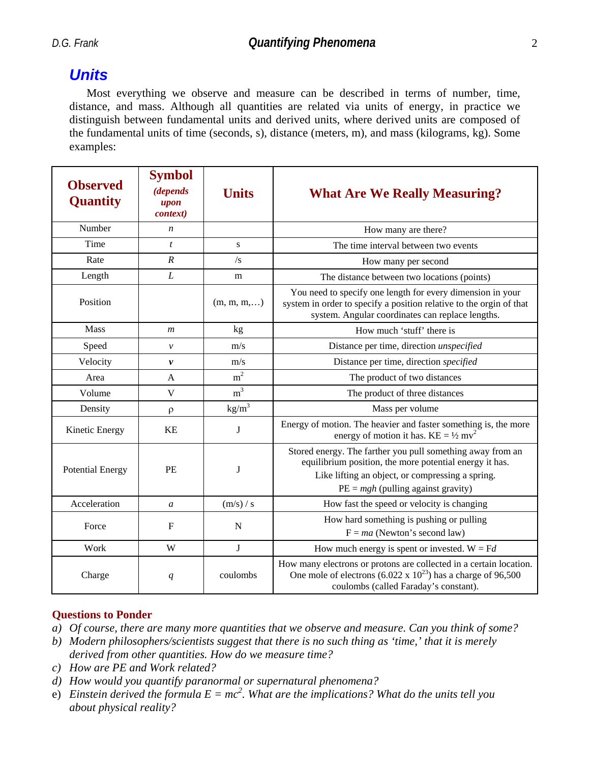## *Units*

Most everything we observe and measure can be described in terms of number, time, distance, and mass. Although all quantities are related via units of energy, in practice we distinguish between fundamental units and derived units, where derived units are composed of the fundamental units of time (seconds, s), distance (meters, m), and mass (kilograms, kg). Some examples:

| Observed Quantity | Symbol *(depends upon context)* | Units | What Are We Really Measuring? |
|---|---|---|---|
| Number | $n$ | | How many are there? |
| Time | $t$ | s | The time interval between two events |
| Rate | $R$ | /s | How many per second |
| Length | $L$ | m | The distance between two locations (points) |
| Position | | (m, m, m,…) | You need to specify one length for every dimension in your system in order to specify a position relative to the orgin of that system. Angular coordinates can replace lengths. |
| Mass | $m$ | kg | How much 'stuff' there is |
| Speed | $v$ | m/s | Distance per time, direction *unspecified* |
| Velocity | $\boldsymbol{v}$ | m/s | Distance per time, direction *specified* |
| Area | A | $m^2$ | The product of two distances |
| Volume | V | $m^3$ | The product of three distances |
| Density | $\rho$ | $kg/m^3$ | Mass per volume |
| Kinetic Energy | KE | J | Energy of motion. The heavier and faster something is, the more energy of motion it has. KE = $\frac{1}{2}$ $mv^2$ |
| Potential Energy | PE | J | Stored energy. The farther you pull something away from an equilibrium position, the more potential energy it has. Like lifting an object, or compressing a spring. PE = $mgh$ (pulling against gravity) |
| Acceleration | $a$ | (m/s) / s | How fast the speed or velocity is changing |
| Force | F | N | How hard something is pushing or pulling F = $ma$ (Newton's second law) |
| Work | W | J | How much energy is spent or invested. W = F$d$ |
| Charge | $q$ | coulombs | How many electrons or protons are collected in a certain location. One mole of electrons ($6.022 \times 10^{23}$) has a charge of 96,500 coulombs (called Faraday's constant). |

**Questions to Ponder**

a) *Of course, there are many more quantities that we observe and measure. Can you think of some?*

b) *Modern philosophers/scientists suggest that there is no such thing as 'time,' that it is merely derived from other quantities. How do we measure time?*

c) *How are PE and Work related?*

d) *How would you quantify paranormal or supernatural phenomena?*

e) *Einstein derived the formula $E = mc^2$. What are the implications? What do the units tell you about physical reality?*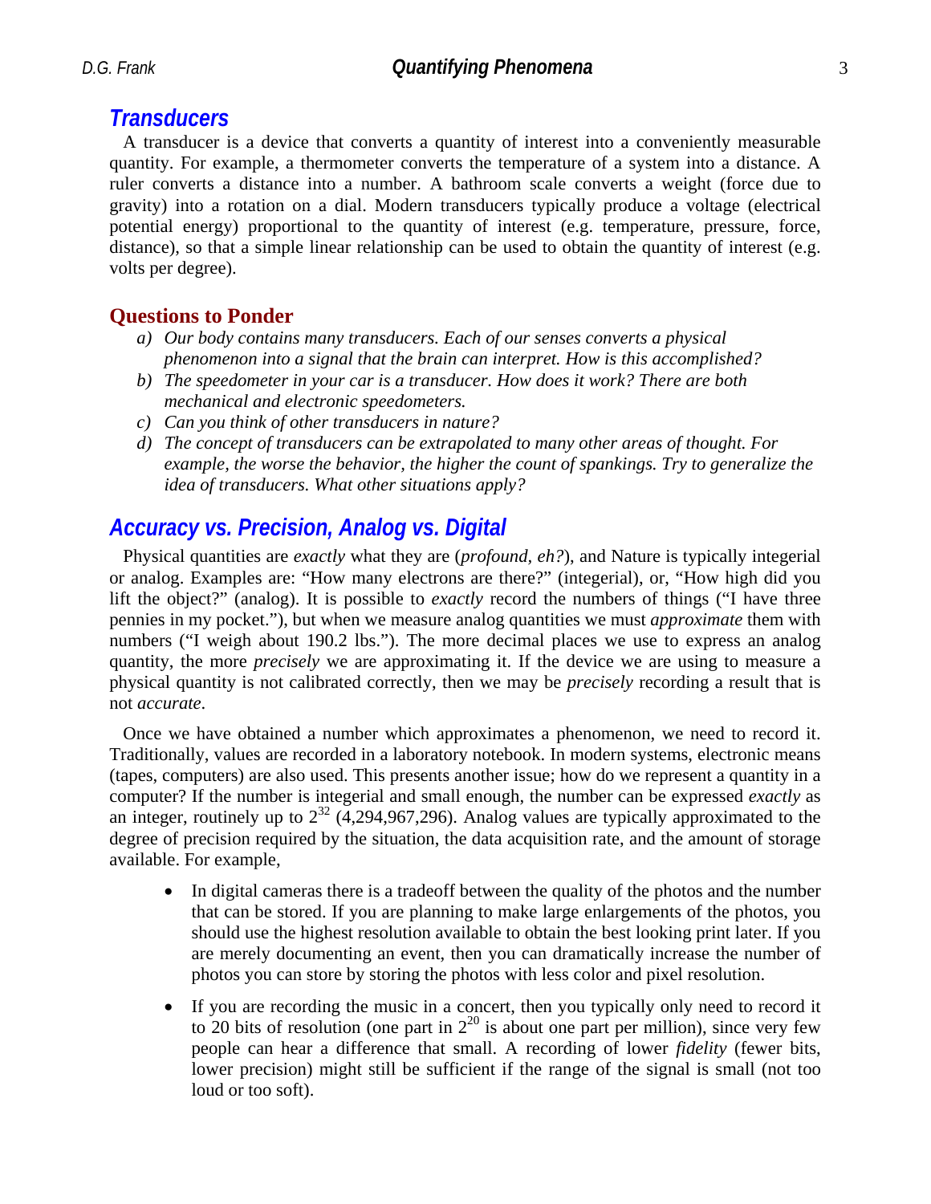## *Transducers*

A transducer is a device that converts a quantity of interest into a conveniently measurable quantity. For example, a thermometer converts the temperature of a system into a distance. A ruler converts a distance into a number. A bathroom scale converts a weight (force due to gravity) into a rotation on a dial. Modern transducers typically produce a voltage (electrical potential energy) proportional to the quantity of interest (e.g. temperature, pressure, force, distance), so that a simple linear relationship can be used to obtain the quantity of interest (e.g. volts per degree).

### Questions to Ponder

a) *Our body contains many transducers. Each of our senses converts a physical phenomenon into a signal that the brain can interpret. How is this accomplished?*
b) *The speedometer in your car is a transducer. How does it work? There are both mechanical and electronic speedometers.*
c) *Can you think of other transducers in nature?*
d) *The concept of transducers can be extrapolated to many other areas of thought. For example, the worse the behavior, the higher the count of spankings. Try to generalize the idea of transducers. What other situations apply?*

## *Accuracy vs. Precision, Analog vs. Digital*

Physical quantities are *exactly* what they are (*profound, eh?*), and Nature is typically integerial or analog. Examples are: "How many electrons are there?" (integerial), or, "How high did you lift the object?" (analog). It is possible to *exactly* record the numbers of things ("I have three pennies in my pocket."), but when we measure analog quantities we must *approximate* them with numbers ("I weigh about 190.2 lbs."). The more decimal places we use to express an analog quantity, the more *precisely* we are approximating it. If the device we are using to measure a physical quantity is not calibrated correctly, then we may be *precisely* recording a result that is not *accurate*.

Once we have obtained a number which approximates a phenomenon, we need to record it. Traditionally, values are recorded in a laboratory notebook. In modern systems, electronic means (tapes, computers) are also used. This presents another issue; how do we represent a quantity in a computer? If the number is integerial and small enough, the number can be expressed *exactly* as an integer, routinely up to $2^{32}$ (4,294,967,296). Analog values are typically approximated to the degree of precision required by the situation, the data acquisition rate, and the amount of storage available. For example,

- In digital cameras there is a tradeoff between the quality of the photos and the number that can be stored. If you are planning to make large enlargements of the photos, you should use the highest resolution available to obtain the best looking print later. If you are merely documenting an event, then you can dramatically increase the number of photos you can store by storing the photos with less color and pixel resolution.

- If you are recording the music in a concert, then you typically only need to record it to 20 bits of resolution (one part in $2^{20}$ is about one part per million), since very few people can hear a difference that small. A recording of lower *fidelity* (fewer bits, lower precision) might still be sufficient if the range of the signal is small (not too loud or too soft).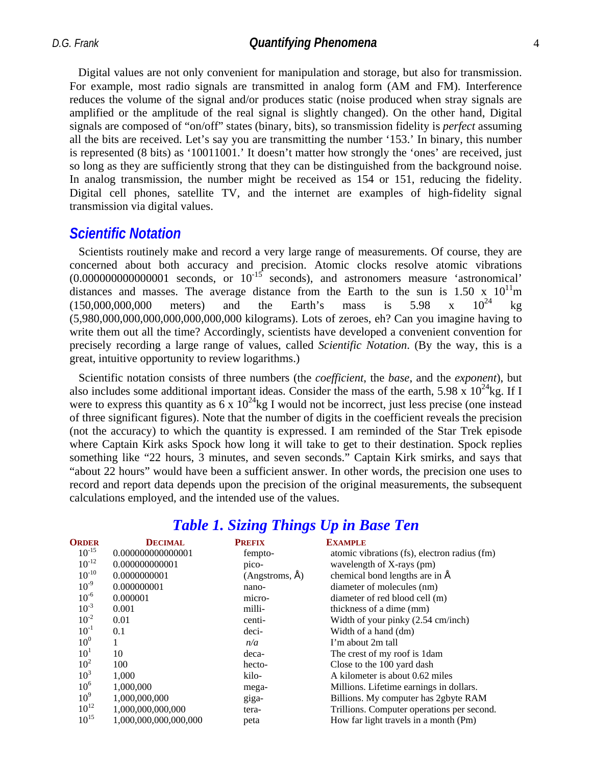Digital values are not only convenient for manipulation and storage, but also for transmission. For example, most radio signals are transmitted in analog form (AM and FM). Interference reduces the volume of the signal and/or produces static (noise produced when stray signals are amplified or the amplitude of the real signal is slightly changed). On the other hand, Digital signals are composed of "on/off" states (binary, bits), so transmission fidelity is *perfect* assuming all the bits are received. Let's say you are transmitting the number '153.' In binary, this number is represented (8 bits) as '10011001.' It doesn't matter how strongly the 'ones' are received, just so long as they are sufficiently strong that they can be distinguished from the background noise. In analog transmission, the number might be received as 154 or 151, reducing the fidelity. Digital cell phones, satellite TV, and the internet are examples of high-fidelity signal transmission via digital values.

## Scientific Notation

Scientists routinely make and record a very large range of measurements. Of course, they are concerned about both accuracy and precision. Atomic clocks resolve atomic vibrations (0.000000000000001 seconds, or $10^{-15}$ seconds), and astronomers measure 'astronomical' distances and masses. The average distance from the Earth to the sun is $1.50 \times 10^{11}$m (150,000,000,000 meters) and the Earth's mass is $5.98 \times 10^{24}$ kg (5,980,000,000,000,000,000,000,000 kilograms). Lots of zeroes, eh? Can you imagine having to write them out all the time? Accordingly, scientists have developed a convenient convention for precisely recording a large range of values, called *Scientific Notation*. (By the way, this is a great, intuitive opportunity to review logarithms.)

Scientific notation consists of three numbers (the *coefficient*, the *base*, and the *exponent*), but also includes some additional important ideas. Consider the mass of the earth, $5.98 \times 10^{24}$kg. If I were to express this quantity as $6 \times 10^{24}$kg I would not be incorrect, just less precise (one instead of three significant figures). Note that the number of digits in the coefficient reveals the precision (not the accuracy) to which the quantity is expressed. I am reminded of the Star Trek episode where Captain Kirk asks Spock how long it will take to get to their destination. Spock replies something like "22 hours, 3 minutes, and seven seconds." Captain Kirk smirks, and says that "about 22 hours" would have been a sufficient answer. In other words, the precision one uses to record and report data depends upon the precision of the original measurements, the subsequent calculations employed, and the intended use of the values.

### Table 1. Sizing Things Up in Base Ten

| ORDER | DECIMAL | PREFIX | EXAMPLE |
|---|---|---|---|
| $10^{-15}$ | 0.000000000000001 | fempto- | atomic vibrations (fs), electron radius (fm) |
| $10^{-12}$ | 0.000000000001 | pico- | wavelength of X-rays (pm) |
| $10^{-10}$ | 0.0000000001 | (Angstroms, Å) | chemical bond lengths are in Å |
| $10^{-9}$ | 0.000000001 | nano- | diameter of molecules (nm) |
| $10^{-6}$ | 0.000001 | micro- | diameter of red blood cell (m) |
| $10^{-3}$ | 0.001 | milli- | thickness of a dime (mm) |
| $10^{-2}$ | 0.01 | centi- | Width of your pinky (2.54 cm/inch) |
| $10^{-1}$ | 0.1 | deci- | Width of a hand (dm) |
| $10^{0}$ | 1 | *n/a* | I'm about 2m tall |
| $10^{1}$ | 10 | deca- | The crest of my roof is 1dam |
| $10^{2}$ | 100 | hecto- | Close to the 100 yard dash |
| $10^{3}$ | 1,000 | kilo- | A kilometer is about 0.62 miles |
| $10^{6}$ | 1,000,000 | mega- | Millions. Lifetime earnings in dollars. |
| $10^{9}$ | 1,000,000,000 | giga- | Billions. My computer has 2gbyte RAM |
| $10^{12}$ | 1,000,000,000,000 | tera- | Trillions. Computer operations per second. |
| $10^{15}$ | 1,000,000,000,000,000 | peta | How far light travels in a month (Pm) |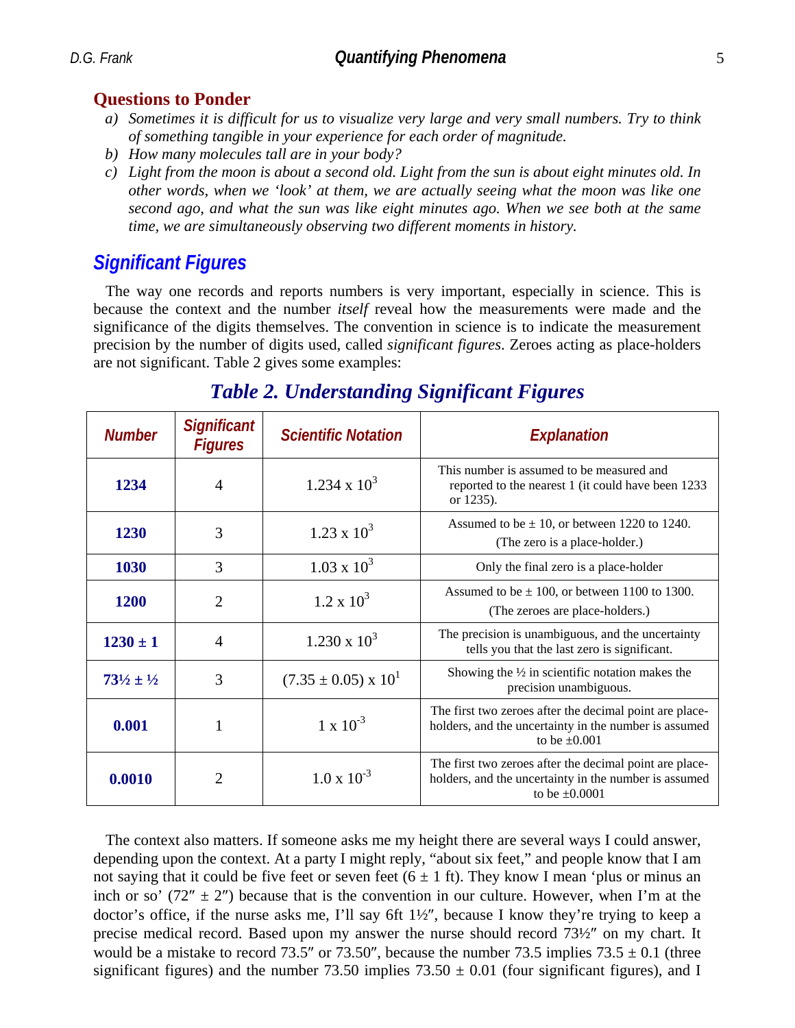## Questions to Ponder

a) *Sometimes it is difficult for us to visualize very large and very small numbers. Try to think of something tangible in your experience for each order of magnitude.*
b) *How many molecules tall are in your body?*
c) *Light from the moon is about a second old. Light from the sun is about eight minutes old. In other words, when we 'look' at them, we are actually seeing what the moon was like one second ago, and what the sun was like eight minutes ago. When we see both at the same time, we are simultaneously observing two different moments in history.*

## *Significant Figures*

The way one records and reports numbers is very important, especially in science. This is because the context and the number *itself* reveal how the measurements were made and the significance of the digits themselves. The convention in science is to indicate the measurement precision by the number of digits used, called *significant figures*. Zeroes acting as place-holders are not significant. Table 2 gives some examples:

### *Table 2. Understanding Significant Figures*

| *Number* | *Significant Figures* | *Scientific Notation* | *Explanation* |
|---|---|---|---|
| **1234** | 4 | $1.234 \times 10^3$ | This number is assumed to be measured and reported to the nearest 1 (it could have been 1233 or 1235). |
| **1230** | 3 | $1.23 \times 10^3$ | Assumed to be ± 10, or between 1220 to 1240. (The zero is a place-holder.) |
| **1030** | 3 | $1.03 \times 10^3$ | Only the final zero is a place-holder |
| **1200** | 2 | $1.2 \times 10^3$ | Assumed to be ± 100, or between 1100 to 1300. (The zeroes are place-holders.) |
| **1230 ± 1** | 4 | $1.230 \times 10^3$ | The precision is unambiguous, and the uncertainty tells you that the last zero is significant. |
| **73½ ± ½** | 3 | $(7.35 \pm 0.05) \times 10^1$ | Showing the ½ in scientific notation makes the precision unambiguous. |
| **0.001** | 1 | $1 \times 10^{-3}$ | The first two zeroes after the decimal point are place-holders, and the uncertainty in the number is assumed to be ±0.001 |
| **0.0010** | 2 | $1.0 \times 10^{-3}$ | The first two zeroes after the decimal point are place-holders, and the uncertainty in the number is assumed to be ±0.0001 |

The context also matters. If someone asks me my height there are several ways I could answer, depending upon the context. At a party I might reply, "about six feet," and people know that I am not saying that it could be five feet or seven feet (6 ± 1 ft). They know I mean 'plus or minus an inch or so' (72″ ± 2″) because that is the convention in our culture. However, when I'm at the doctor's office, if the nurse asks me, I'll say 6ft 1½″, because I know they're trying to keep a precise medical record. Based upon my answer the nurse should record 73½″ on my chart. It would be a mistake to record 73.5″ or 73.50″, because the number 73.5 implies 73.5 ± 0.1 (three significant figures) and the number 73.50 implies 73.50 ± 0.01 (four significant figures), and I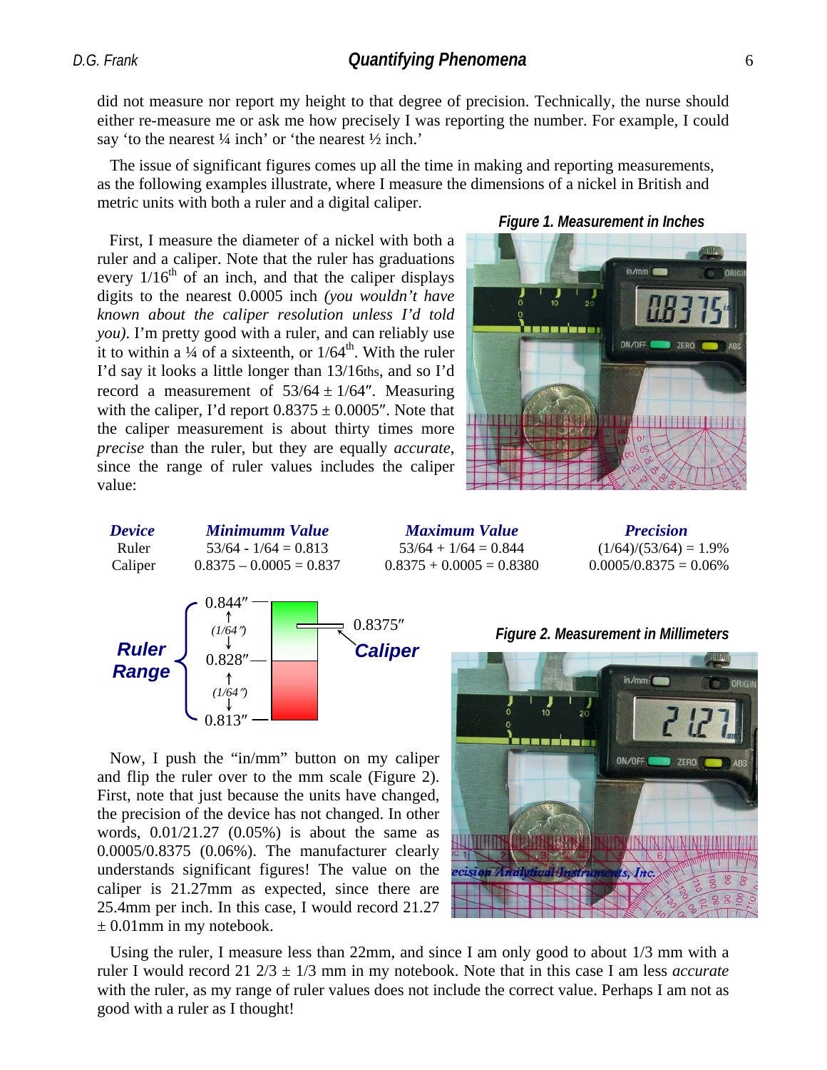did not measure nor report my height to that degree of precision. Technically, the nurse should either re-measure me or ask me how precisely I was reporting the number. For example, I could say 'to the nearest ¼ inch' or 'the nearest ½ inch.'

The issue of significant figures comes up all the time in making and reporting measurements, as the following examples illustrate, where I measure the dimensions of a nickel in British and metric units with both a ruler and a digital caliper.

First, I measure the diameter of a nickel with both a ruler and a caliper. Note that the ruler has graduations every $1/16^{th}$ of an inch, and that the caliper displays digits to the nearest 0.0005 inch *(you wouldn't have known about the caliper resolution unless I'd told you)*. I'm pretty good with a ruler, and can reliably use it to within a ¼ of a sixteenth, or $1/64^{th}$. With the ruler I'd say it looks a little longer than 13/16ths, and so I'd record a measurement of 53/64 ± 1/64″. Measuring with the caliper, I'd report 0.8375 ± 0.0005″. Note that the caliper measurement is about thirty times more *precise* than the ruler, but they are equally *accurate*, since the range of ruler values includes the caliper value:

***Figure 1. Measurement in Inches***

| *Device* | *Minimumm Value* | *Maximum Value* | *Precision* |
|---|---|---|---|
| Ruler | 53/64 - 1/64 = 0.813 | 53/64 + 1/64 = 0.844 | (1/64)/(53/64) = 1.9% |
| Caliper | 0.8375 – 0.0005 = 0.837 | 0.8375 + 0.0005 = 0.8380 | 0.0005/0.8375 = 0.06% |

**Ruler Range**
0.844″
(1/64″)
0.828″
(1/64″)
0.813″
0.8375″
**Caliper**

Now, I push the "in/mm" button on my caliper and flip the ruler over to the mm scale (Figure 2). First, note that just because the units have changed, the precision of the device has not changed. In other words, 0.01/21.27 (0.05%) is about the same as 0.0005/0.8375 (0.06%). The manufacturer clearly understands significant figures! The value on the caliper is 21.27mm as expected, since there are 25.4mm per inch. In this case, I would record 21.27 ± 0.01mm in my notebook.

***Figure 2. Measurement in Millimeters***

Using the ruler, I measure less than 22mm, and since I am only good to about 1/3 mm with a ruler I would record 21 2/3 ± 1/3 mm in my notebook. Note that in this case I am less *accurate* with the ruler, as my range of ruler values does not include the correct value. Perhaps I am not as good with a ruler as I thought!